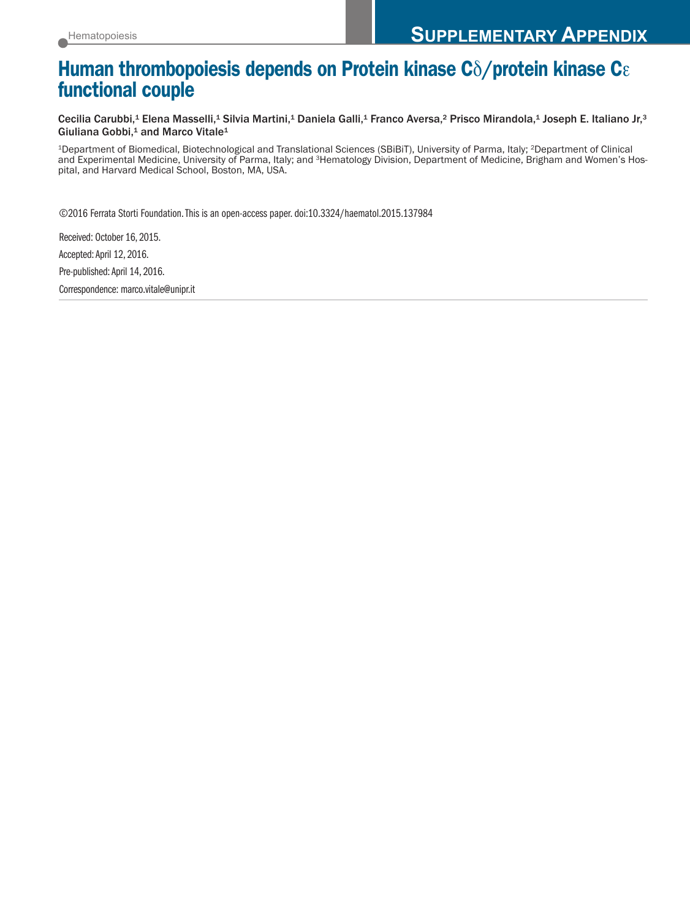Hematopoiesis

# Supplementary Appendix

# Human thrombopoiesis depends on Protein kinase Cδ/protein kinase Cε functional couple

**Cecilia Carubbi,[1] Elena Masselli,[1] Silvia Martini,[1] Daniela Galli,[1] Franco Aversa,[2] Prisco Mirandola,[1] Joseph E. Italiano Jr,[3] Giuliana Gobbi,[1] and Marco Vitale[1]**

[1]Department of Biomedical, Biotechnological and Translational Sciences (SBiBiT), University of Parma, Italy; [2]Department of Clinical and Experimental Medicine, University of Parma, Italy; and [3]Hematology Division, Department of Medicine, Brigham and Women's Hospital, and Harvard Medical School, Boston, MA, USA.

©2016 Ferrata Storti Foundation. This is an open-access paper. doi:10.3324/haematol.2015.137984

Received: October 16, 2015.

Accepted: April 12, 2016.

Pre-published: April 14, 2016.

Correspondence: marco.vitale@unipr.it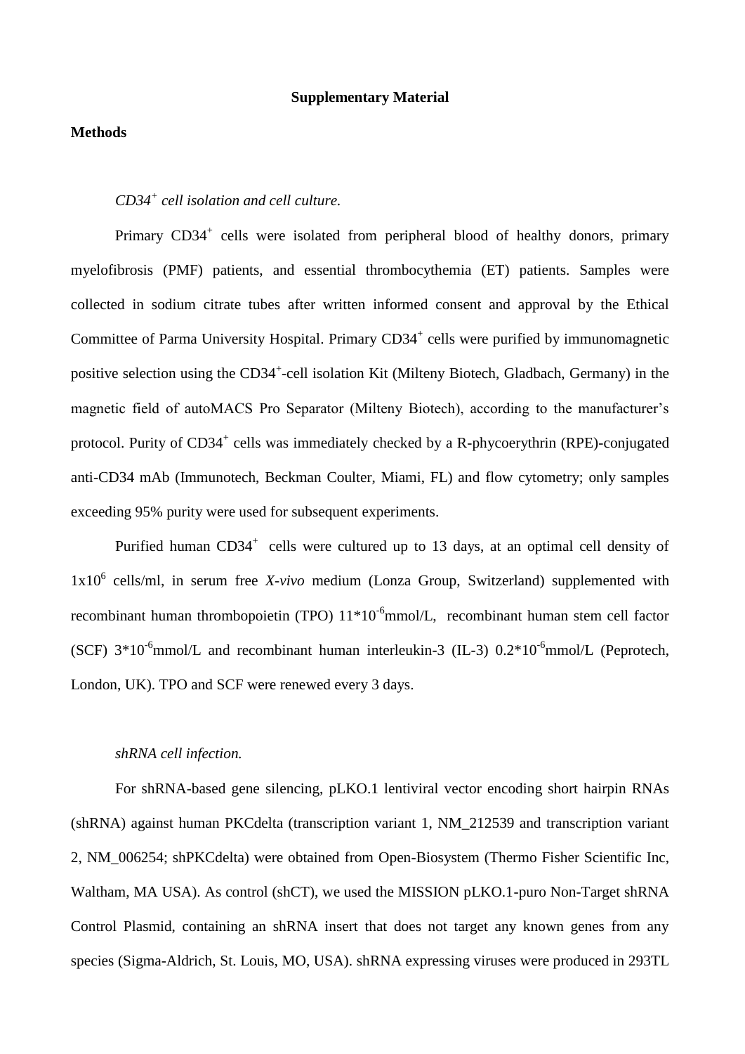# Supplementary Material

## Methods

### *$CD34^+$ cell isolation and cell culture.*

Primary $CD34^+$ cells were isolated from peripheral blood of healthy donors, primary myelofibrosis (PMF) patients, and essential thrombocythemia (ET) patients. Samples were collected in sodium citrate tubes after written informed consent and approval by the Ethical Committee of Parma University Hospital. Primary $CD34^+$ cells were purified by immunomagnetic positive selection using the $CD34^+$-cell isolation Kit (Milteny Biotech, Gladbach, Germany) in the magnetic field of autoMACS Pro Separator (Milteny Biotech), according to the manufacturer's protocol. Purity of $CD34^+$ cells was immediately checked by a R-phycoerythrin (RPE)-conjugated anti-CD34 mAb (Immunotech, Beckman Coulter, Miami, FL) and flow cytometry; only samples exceeding 95% purity were used for subsequent experiments.

Purified human $CD34^+$ cells were cultured up to 13 days, at an optimal cell density of $1x10^6$ cells/ml, in serum free *X-vivo* medium (Lonza Group, Switzerland) supplemented with recombinant human thrombopoietin (TPO) $11*10^{-6}$mmol/L, recombinant human stem cell factor (SCF) $3*10^{-6}$mmol/L and recombinant human interleukin-3 (IL-3) $0.2*10^{-6}$mmol/L (Peprotech, London, UK). TPO and SCF were renewed every 3 days.

### *shRNA cell infection.*

For shRNA-based gene silencing, pLKO.1 lentiviral vector encoding short hairpin RNAs (shRNA) against human PKCdelta (transcription variant 1, NM_212539 and transcription variant 2, NM_006254; shPKCdelta) were obtained from Open-Biosystem (Thermo Fisher Scientific Inc, Waltham, MA USA). As control (shCT), we used the MISSION pLKO.1-puro Non-Target shRNA Control Plasmid, containing an shRNA insert that does not target any known genes from any species (Sigma-Aldrich, St. Louis, MO, USA). shRNA expressing viruses were produced in 293TL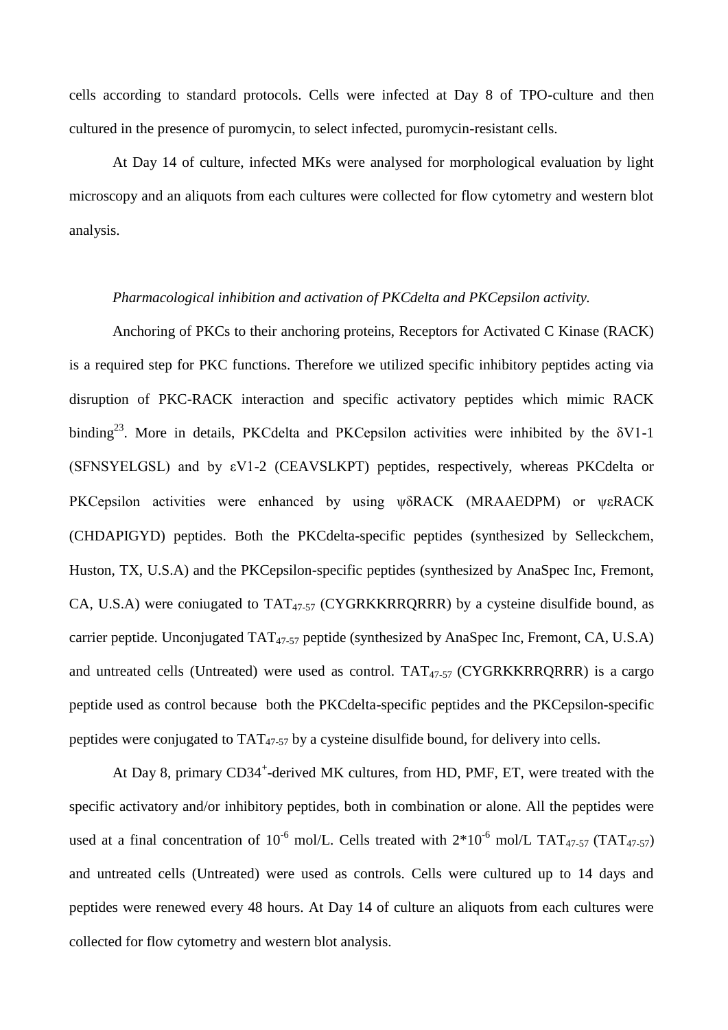cells according to standard protocols. Cells were infected at Day 8 of TPO-culture and then cultured in the presence of puromycin, to select infected, puromycin-resistant cells.

At Day 14 of culture, infected MKs were analysed for morphological evaluation by light microscopy and an aliquots from each cultures were collected for flow cytometry and western blot analysis.

*Pharmacological inhibition and activation of PKCdelta and PKCepsilon activity.*

Anchoring of PKCs to their anchoring proteins, Receptors for Activated C Kinase (RACK) is a required step for PKC functions. Therefore we utilized specific inhibitory peptides acting via disruption of PKC-RACK interaction and specific activatory peptides which mimic RACK binding[23]. More in details, PKCdelta and PKCepsilon activities were inhibited by the δV1-1 (SFNSYELGSL) and by εV1-2 (CEAVSLKPT) peptides, respectively, whereas PKCdelta or PKCepsilon activities were enhanced by using ψδRACK (MRAAEDPM) or ψεRACK (CHDAPIGYD) peptides. Both the PKCdelta-specific peptides (synthesized by Selleckchem, Huston, TX, U.S.A) and the PKCepsilon-specific peptides (synthesized by AnaSpec Inc, Fremont, CA, U.S.A) were coniugated to $TAT_{47\text{-}57}$ (CYGRKKRRQRRR) by a cysteine disulfide bound, as carrier peptide. Unconjugated $TAT_{47\text{-}57}$ peptide (synthesized by AnaSpec Inc, Fremont, CA, U.S.A) and untreated cells (Untreated) were used as control. $TAT_{47\text{-}57}$ (CYGRKKRRQRRR) is a cargo peptide used as control because both the PKCdelta-specific peptides and the PKCepsilon-specific peptides were conjugated to $TAT_{47\text{-}57}$ by a cysteine disulfide bound, for delivery into cells.

At Day 8, primary $CD34^{+}$-derived MK cultures, from HD, PMF, ET, were treated with the specific activatory and/or inhibitory peptides, both in combination or alone. All the peptides were used at a final concentration of $10^{-6}$ mol/L. Cells treated with $2*10^{-6}$ mol/L $TAT_{47\text{-}57}$ ($TAT_{47\text{-}57}$) and untreated cells (Untreated) were used as controls. Cells were cultured up to 14 days and peptides were renewed every 48 hours. At Day 14 of culture an aliquots from each cultures were collected for flow cytometry and western blot analysis.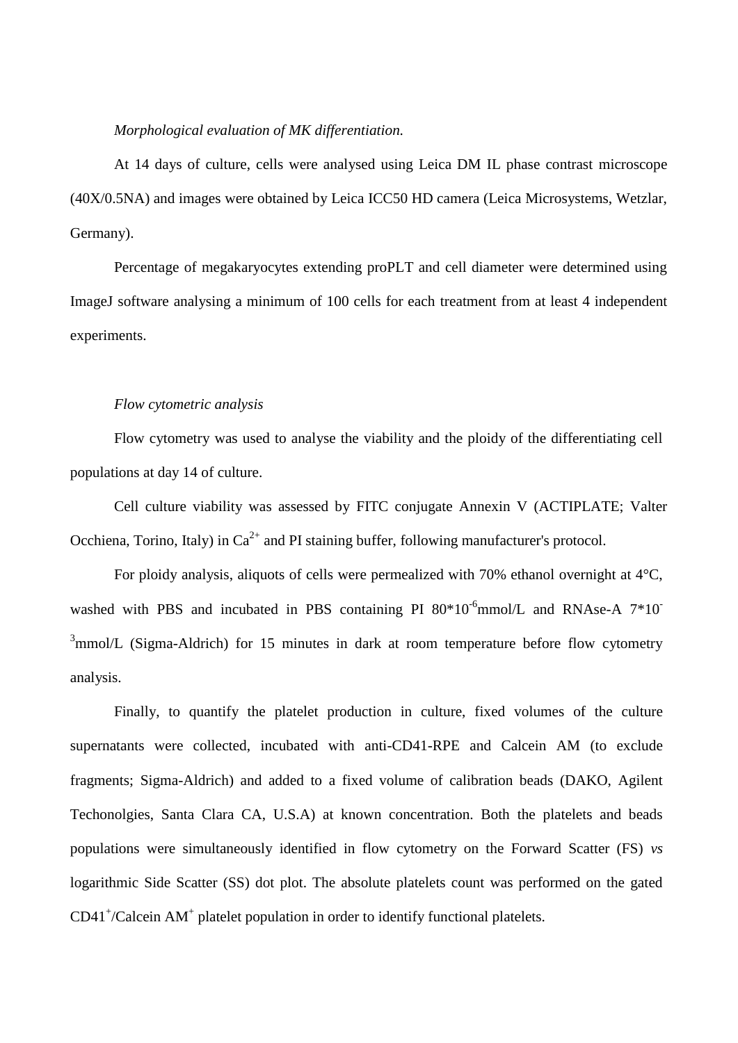*Morphological evaluation of MK differentiation.*

At 14 days of culture, cells were analysed using Leica DM IL phase contrast microscope (40X/0.5NA) and images were obtained by Leica ICC50 HD camera (Leica Microsystems, Wetzlar, Germany).

Percentage of megakaryocytes extending proPLT and cell diameter were determined using ImageJ software analysing a minimum of 100 cells for each treatment from at least 4 independent experiments.

*Flow cytometric analysis*

Flow cytometry was used to analyse the viability and the ploidy of the differentiating cell populations at day 14 of culture.

Cell culture viability was assessed by FITC conjugate Annexin V (ACTIPLATE; Valter Occhiena, Torino, Italy) in $Ca^{2+}$ and PI staining buffer, following manufacturer's protocol.

For ploidy analysis, aliquots of cells were permealized with 70% ethanol overnight at 4°C, washed with PBS and incubated in PBS containing PI $80*10^{-6}$mmol/L and RNAse-A $7*10^{-3}$mmol/L (Sigma-Aldrich) for 15 minutes in dark at room temperature before flow cytometry analysis.

Finally, to quantify the platelet production in culture, fixed volumes of the culture supernatants were collected, incubated with anti-CD41-RPE and Calcein AM (to exclude fragments; Sigma-Aldrich) and added to a fixed volume of calibration beads (DAKO, Agilent Techonolgies, Santa Clara CA, U.S.A) at known concentration. Both the platelets and beads populations were simultaneously identified in flow cytometry on the Forward Scatter (FS) *vs* logarithmic Side Scatter (SS) dot plot. The absolute platelets count was performed on the gated $CD41^+$/Calcein $AM^+$ platelet population in order to identify functional platelets.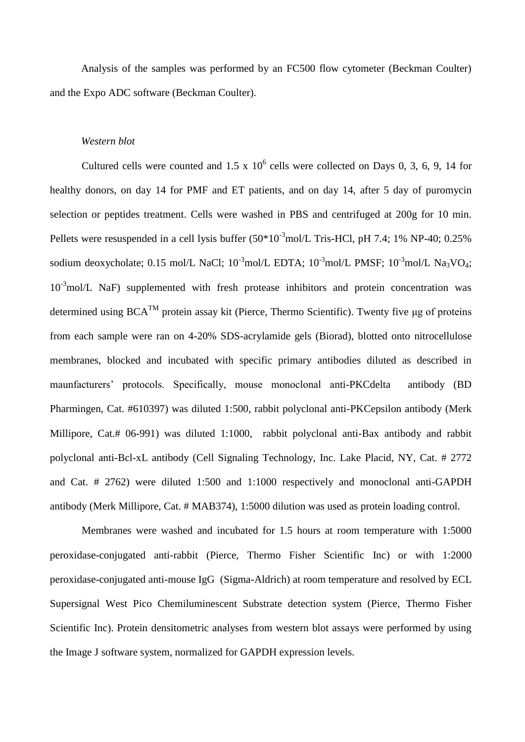Analysis of the samples was performed by an FC500 flow cytometer (Beckman Coulter) and the Expo ADC software (Beckman Coulter).

*Western blot*

Cultured cells were counted and 1.5 x $10^6$ cells were collected on Days 0, 3, 6, 9, 14 for healthy donors, on day 14 for PMF and ET patients, and on day 14, after 5 day of puromycin selection or peptides treatment. Cells were washed in PBS and centrifuged at 200g for 10 min. Pellets were resuspended in a cell lysis buffer ($50*10^{-3}$mol/L Tris-HCl, pH 7.4; 1% NP-40; 0.25% sodium deoxycholate; 0.15 mol/L NaCl; $10^{-3}$mol/L EDTA; $10^{-3}$mol/L PMSF; $10^{-3}$mol/L $Na_3VO_4$; $10^{-3}$mol/L NaF) supplemented with fresh protease inhibitors and protein concentration was determined using BCA™ protein assay kit (Pierce, Thermo Scientific). Twenty five μg of proteins from each sample were ran on 4-20% SDS-acrylamide gels (Biorad), blotted onto nitrocellulose membranes, blocked and incubated with specific primary antibodies diluted as described in maunfacturers' protocols. Specifically, mouse monoclonal anti-PKCdelta antibody (BD Pharmingen, Cat. #610397) was diluted 1:500, rabbit polyclonal anti-PKCepsilon antibody (Merk Millipore, Cat.# 06-991) was diluted 1:1000, rabbit polyclonal anti-Bax antibody and rabbit polyclonal anti-Bcl-xL antibody (Cell Signaling Technology, Inc. Lake Placid, NY, Cat. # 2772 and Cat. # 2762) were diluted 1:500 and 1:1000 respectively and monoclonal anti-GAPDH antibody (Merk Millipore, Cat. # MAB374), 1:5000 dilution was used as protein loading control.

Membranes were washed and incubated for 1.5 hours at room temperature with 1:5000 peroxidase-conjugated anti-rabbit (Pierce, Thermo Fisher Scientific Inc) or with 1:2000 peroxidase-conjugated anti-mouse IgG (Sigma-Aldrich) at room temperature and resolved by ECL Supersignal West Pico Chemiluminescent Substrate detection system (Pierce, Thermo Fisher Scientific Inc). Protein densitometric analyses from western blot assays were performed by using the Image J software system, normalized for GAPDH expression levels.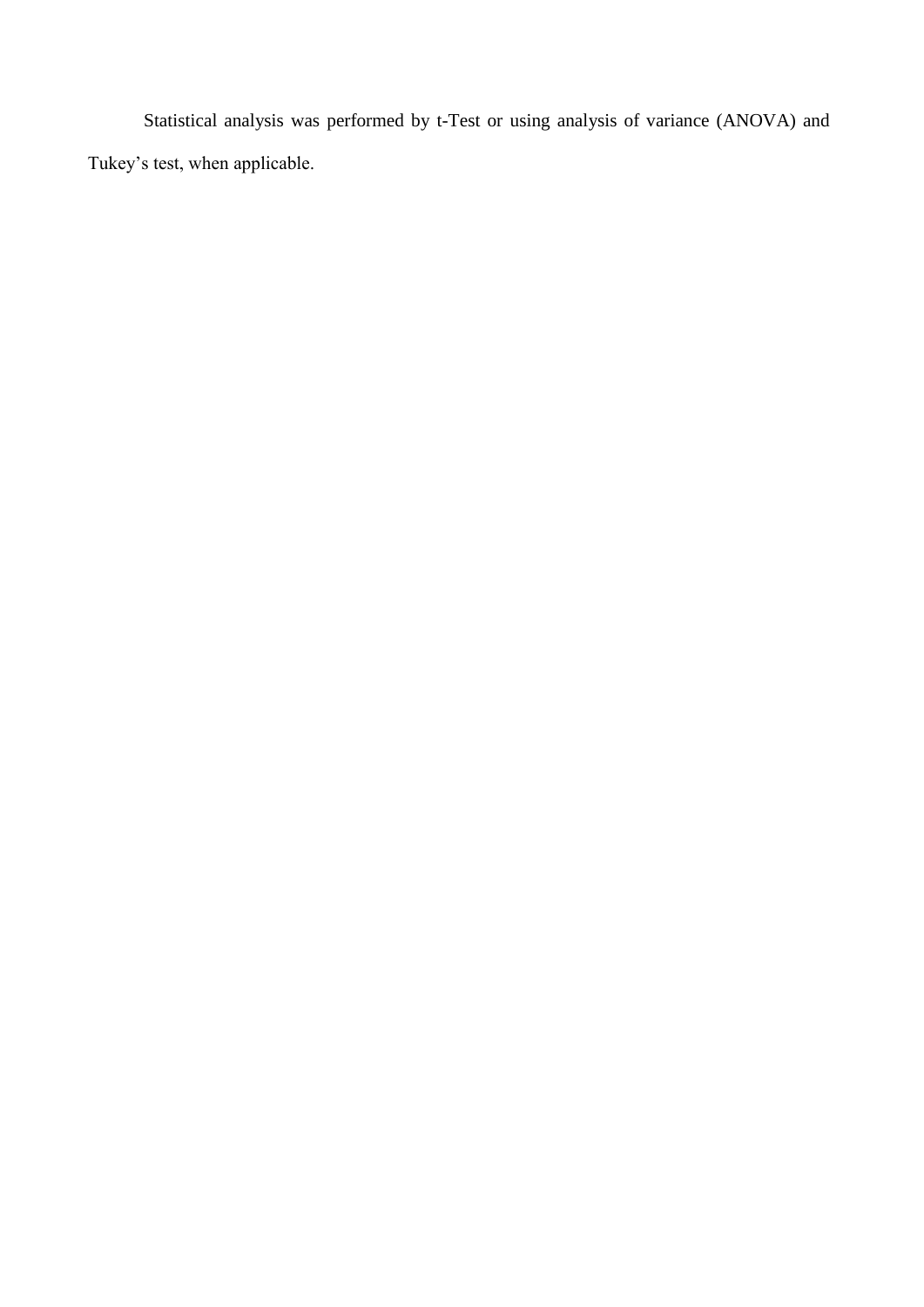Statistical analysis was performed by t-Test or using analysis of variance (ANOVA) and Tukey's test, when applicable.